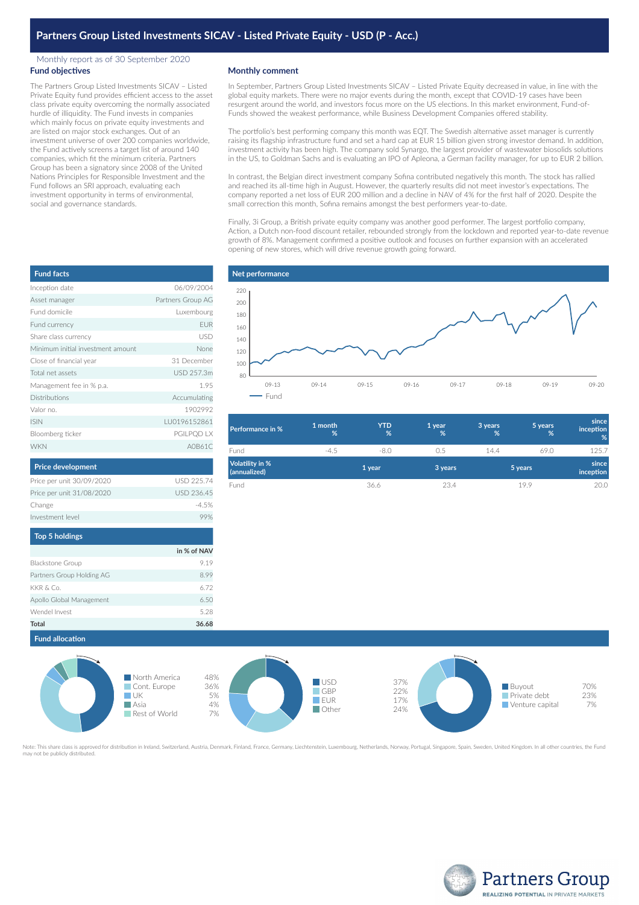# Partners Group Listed Investments SICAV - Listed Private Equity - USD (P - Acc.)

Monthly report as of 30 September 2020

## Fund objectives

The Partners Group Listed Investments SICAV – Listed Private Equity fund provides efficient access to the asset class private equity overcoming the normally associated hurdle of illiquidity. The Fund invests in companies which mainly focus on private equity investments and are listed on major stock exchanges. Out of an investment universe of over 200 companies worldwide, the Fund actively screens a target list of around 140 companies, which fit the minimum criteria. Partners Group has been a signatory since 2008 of the United Nations Principles for Responsible Investment and the Fund follows an SRI approach, evaluating each investment opportunity in terms of environmental, social and governance standards.

## Monthly comment

In September, Partners Group Listed Investments SICAV – Listed Private Equity decreased in value, in line with the global equity markets. There were no major events during the month, except that COVID-19 cases have been resurgent around the world, and investors focus more on the US elections. In this market environment, Fund-of-Funds showed the weakest performance, while Business Development Companies offered stability.

The portfolio's best performing company this month was EQT. The Swedish alternative asset manager is currently raising its flagship infrastructure fund and set a hard cap at EUR 15 billion given strong investor demand. In addition, investment activity has been high. The company sold Synargo, the largest provider of wastewater biosolids solutions in the US, to Goldman Sachs and is evaluating an IPO of Apleona, a German facility manager, for up to EUR 2 billion.

In contrast, the Belgian direct investment company Sofina contributed negatively this month. The stock has rallied and reached its all-time high in August. However, the quarterly results did not meet investor's expectations. The company reported a net loss of EUR 200 million and a decline in NAV of 4% for the first half of 2020. Despite the small correction this month, Sofina remains amongst the best performers year-to-date.

Finally, 3i Group, a British private equity company was another good performer. The largest portfolio company, Action, a Dutch non-food discount retailer, rebounded strongly from the lockdown and reported year-to-date revenue growth of 8%. Management confirmed a positive outlook and focuses on further expansion with an accelerated opening of new stores, which will drive revenue growth going forward.

## Fund facts

| | |
|---|---|
| Inception date | 06/09/2004 |
| Asset manager | Partners Group AG |
| Fund domicile | Luxembourg |
| Fund currency | EUR |
| Share class currency | USD |
| Minimum initial investment amount | None |
| Close of financial year | 31 December |
| Total net assets | USD 257.3m |
| Management fee in % p.a. | 1.95 |
| Distributions | Accumulating |
| Valor no. | 1902992 |
| ISIN | LU0196152861 |
| Bloomberg ticker | PGILPQD LX |
| WKN | A0B61C |

## Net performance

220
200
180
160
140
120
100
80

09-13 09-14 09-15 09-16 09-17 09-18 09-19 09-20

Fund

| Performance in % | 1 month % | YTD % | 1 year % | 3 years % | 5 years % | since inception % |
|---|---|---|---|---|---|---|
| Fund | -4.5 | -8.0 | 0.5 | 14.4 | 69.0 | 125.7 |

| Volatility in % (annualized) | 1 year | 3 years | 5 years | since inception |
|---|---|---|---|---|
| Fund | 36.6 | 23.4 | 19.9 | 20.0 |

## Price development

| | |
|---|---|
| Price per unit 30/09/2020 | USD 225.74 |
| Price per unit 31/08/2020 | USD 236.45 |
| Change | -4.5% |
| Investment level | 99% |

## Top 5 holdings

| | in % of NAV |
|---|---|
| Blackstone Group | 9.19 |
| Partners Group Holding AG | 8.99 |
| KKR & Co. | 6.72 |
| Apollo Global Management | 6.50 |
| Wendel Invest | 5.28 |
| **Total** | **36.68** |

## Fund allocation

North America 48%
Cont. Europe 36%
UK 5%
Asia 4%
Rest of World 7%

USD 37%
GBP 22%
EUR 17%
Other 24%

Buyout 70%
Private debt 23%
Venture capital 7%

Note: This share class is approved for distribution in Ireland, Switzerland, Austria, Denmark, Finland, France, Germany, Liechtenstein, Luxembourg, Netherlands, Norway, Portugal, Singapore, Spain, Sweden, United Kingdom. In all other countries, the Fund may not be publicly distributed.

Partners Group
REALIZING POTENTIAL IN PRIVATE MARKETS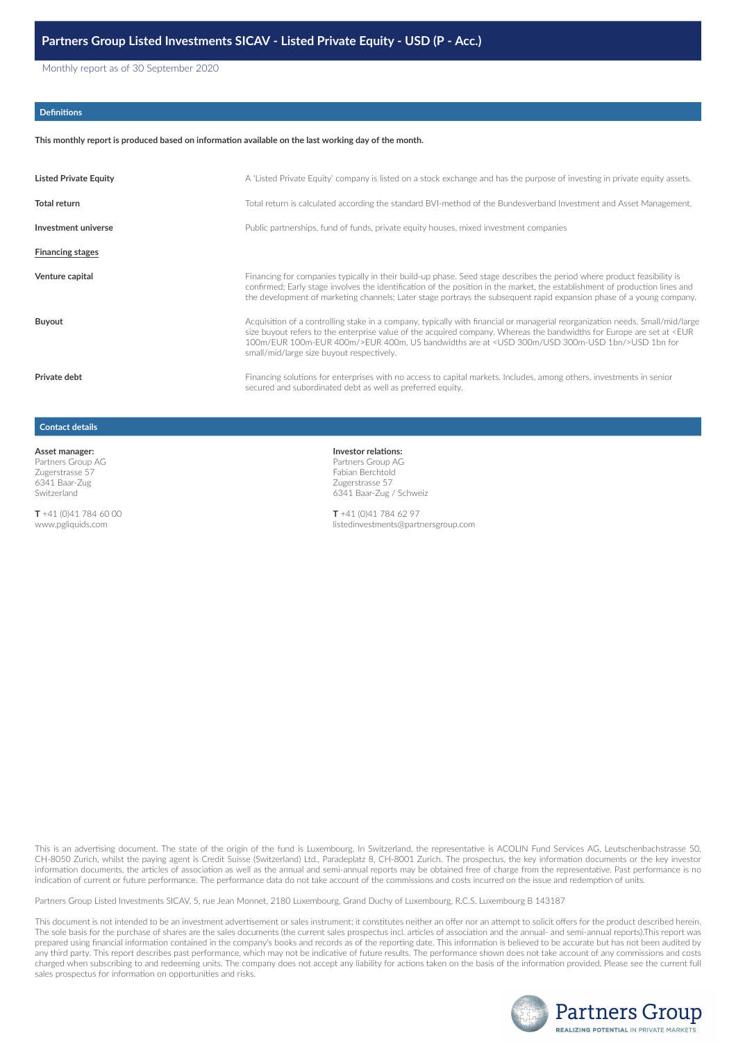# Partners Group Listed Investments SICAV - Listed Private Equity - USD (P - Acc.)

Monthly report as of 30 September 2020

## Definitions

**This monthly report is produced based on information available on the last working day of the month.**

**Listed Private Equity**
A 'Listed Private Equity' company is listed on a stock exchange and has the purpose of investing in private equity assets.

**Total return**
Total return is calculated according the standard BVI-method of the Bundesverband Investment and Asset Management.

**Investment universe**
Public partnerships, fund of funds, private equity houses, mixed investment companies

**Financing stages**

**Venture capital**
Financing for companies typically in their build-up phase. Seed stage describes the period where product feasibility is confirmed; Early stage involves the identification of the position in the market, the establishment of production lines and the development of marketing channels; Later stage portrays the subsequent rapid expansion phase of a young company.

**Buyout**
Acquisition of a controlling stake in a company, typically with financial or managerial reorganization needs. Small/mid/large size buyout refers to the enterprise value of the acquired company. Whereas the bandwidths for Europe are set at <EUR 100m/EUR 100m-EUR 400m/>EUR 400m, US bandwidths are at <USD 300m/USD 300m-USD 1bn/>USD 1bn for small/mid/large size buyout respectively.

**Private debt**
Financing solutions for enterprises with no access to capital markets. Includes, among others, investments in senior secured and subordinated debt as well as preferred equity.

## Contact details

**Asset manager:**
Partners Group AG
Zugerstrasse 57
6341 Baar-Zug
Switzerland

**T** +41 (0)41 784 60 00
www.pgliquids.com

**Investor relations:**
Partners Group AG
Fabian Berchtold
Zugerstrasse 57
6341 Baar-Zug / Schweiz

**T** +41 (0)41 784 62 97
listedinvestments@partnersgroup.com

This is an advertising document. The state of the origin of the fund is Luxembourg. In Switzerland, the representative is ACOLIN Fund Services AG, Leutschenbachstrasse 50, CH-8050 Zurich, whilst the paying agent is Credit Suisse (Switzerland) Ltd., Paradeplatz 8, CH-8001 Zurich. The prospectus, the key information documents or the key investor information documents, the articles of association as well as the annual and semi-annual reports may be obtained free of charge from the representative. Past performance is no indication of current or future performance. The performance data do not take account of the commissions and costs incurred on the issue and redemption of units.

Partners Group Listed Investments SICAV, 5, rue Jean Monnet, 2180 Luxembourg, Grand Duchy of Luxembourg, R.C.S. Luxembourg B 143187

This document is not intended to be an investment advertisement or sales instrument; it constitutes neither an offer nor an attempt to solicit offers for the product described herein. The sole basis for the purchase of shares are the sales documents (the current sales prospectus incl. articles of association and the annual- and semi-annual reports).This report was prepared using financial information contained in the company's books and records as of the reporting date. This information is believed to be accurate but has not been audited by any third party. This report describes past performance, which may not be indicative of future results. The performance shown does not take account of any commissions and costs charged when subscribing to and redeeming units. The company does not accept any liability for actions taken on the basis of the information provided. Please see the current full sales prospectus for information on opportunities and risks.

Partners Group
REALIZING POTENTIAL IN PRIVATE MARKETS